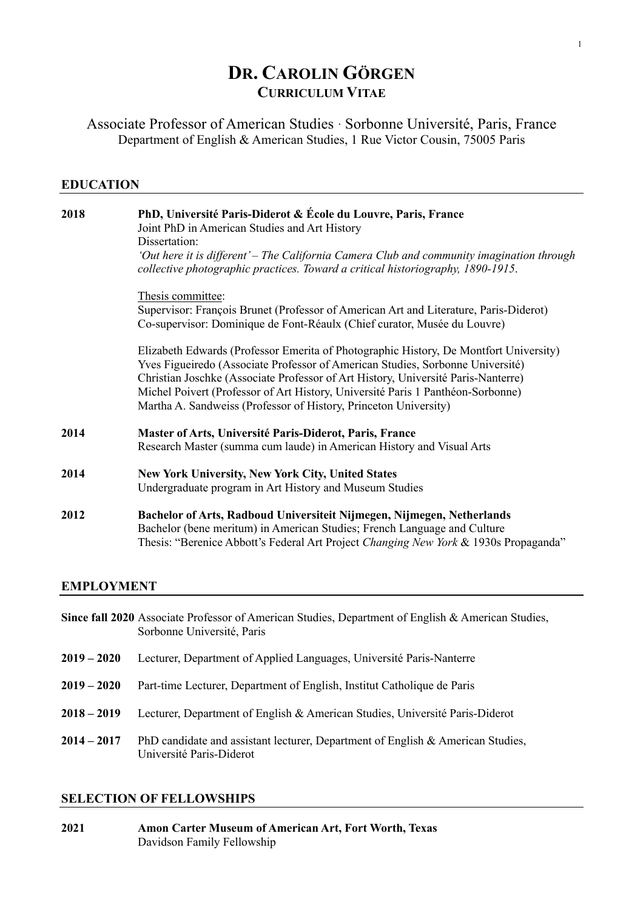# DR. CAROLIN GÖRGEN
## CURRICULUM VITAE

Associate Professor of American Studies · Sorbonne Université, Paris, France
Department of English & American Studies, 1 Rue Victor Cousin, 75005 Paris

## EDUCATION

**2018** — **PhD, Université Paris-Diderot & École du Louvre, Paris, France**
Joint PhD in American Studies and Art History
Dissertation:
*'Out here it is different' – The California Camera Club and community imagination through collective photographic practices. Toward a critical historiography, 1890-1915*.

Thesis committee:
Supervisor: François Brunet (Professor of American Art and Literature, Paris-Diderot)
Co-supervisor: Dominique de Font-Réaulx (Chief curator, Musée du Louvre)

Elizabeth Edwards (Professor Emerita of Photographic History, De Montfort University)
Yves Figueiredo (Associate Professor of American Studies, Sorbonne Université)
Christian Joschke (Associate Professor of Art History, Université Paris-Nanterre)
Michel Poivert (Professor of Art History, Université Paris 1 Panthéon-Sorbonne)
Martha A. Sandweiss (Professor of History, Princeton University)

**2014** — **Master of Arts, Université Paris-Diderot, Paris, France**
Research Master (summa cum laude) in American History and Visual Arts

**2014** — **New York University, New York City, United States**
Undergraduate program in Art History and Museum Studies

**2012** — **Bachelor of Arts, Radboud Universiteit Nijmegen, Nijmegen, Netherlands**
Bachelor (bene meritum) in American Studies; French Language and Culture
Thesis: "Berenice Abbott's Federal Art Project *Changing New York* & 1930s Propaganda"

## EMPLOYMENT

**Since fall 2020** — Associate Professor of American Studies, Department of English & American Studies, Sorbonne Université, Paris

**2019 – 2020** — Lecturer, Department of Applied Languages, Université Paris-Nanterre

**2019 – 2020** — Part-time Lecturer, Department of English, Institut Catholique de Paris

**2018 – 2019** — Lecturer, Department of English & American Studies, Université Paris-Diderot

**2014 – 2017** — PhD candidate and assistant lecturer, Department of English & American Studies, Université Paris-Diderot

## SELECTION OF FELLOWSHIPS

**2021** — **Amon Carter Museum of American Art, Fort Worth, Texas**
Davidson Family Fellowship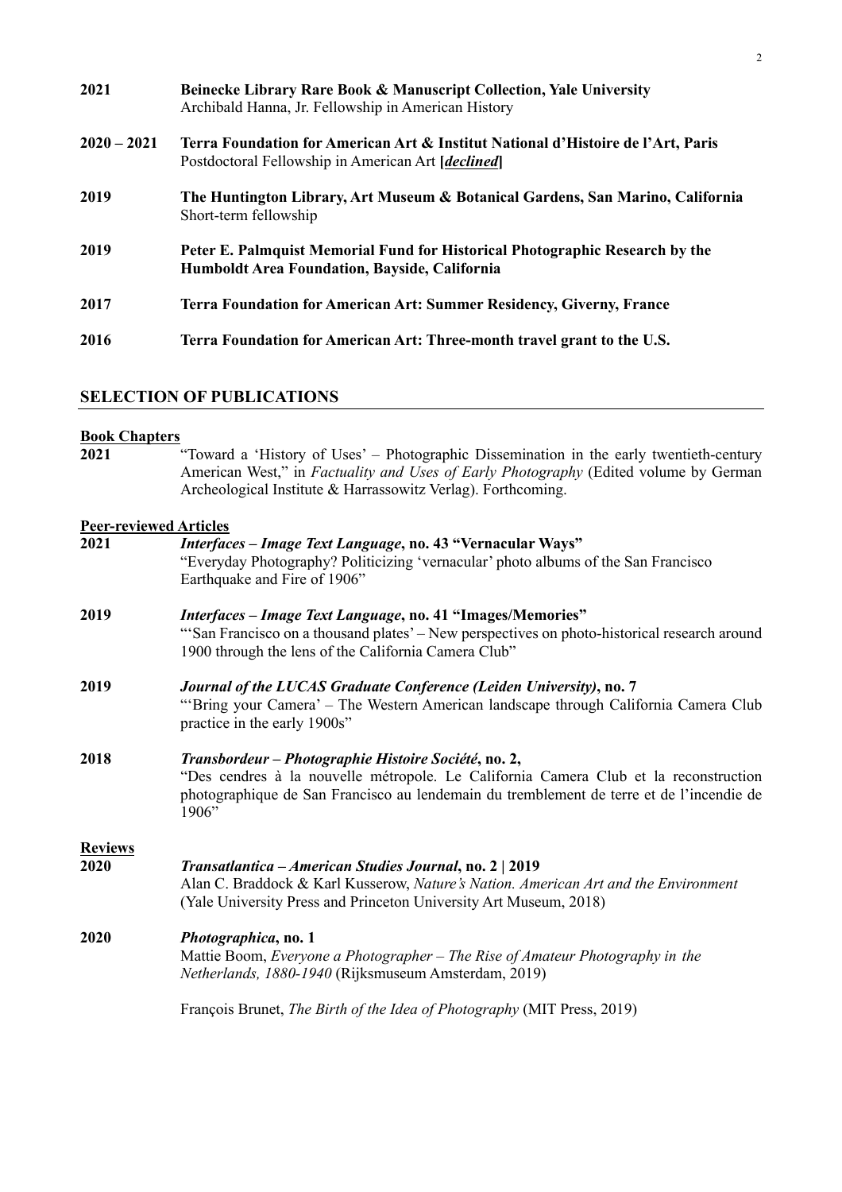**2021** **Beinecke Library Rare Book & Manuscript Collection, Yale University**
Archibald Hanna, Jr. Fellowship in American History

**2020 – 2021** **Terra Foundation for American Art & Institut National d'Histoire de l'Art, Paris**
Postdoctoral Fellowship in American Art **[*declined*]**

**2019** **The Huntington Library, Art Museum & Botanical Gardens, San Marino, California**
Short-term fellowship

**2019** **Peter E. Palmquist Memorial Fund for Historical Photographic Research by the Humboldt Area Foundation, Bayside, California**

**2017** **Terra Foundation for American Art: Summer Residency, Giverny, France**

**2016** **Terra Foundation for American Art: Three-month travel grant to the U.S.**

## SELECTION OF PUBLICATIONS

**Book Chapters**

**2021** "Toward a 'History of Uses' – Photographic Dissemination in the early twentieth-century American West," in *Factuality and Uses of Early Photography* (Edited volume by German Archeological Institute & Harrassowitz Verlag). Forthcoming.

**Peer-reviewed Articles**

**2021** ***Interfaces – Image Text Language*, no. 43 "Vernacular Ways"**
"Everyday Photography? Politicizing 'vernacular' photo albums of the San Francisco Earthquake and Fire of 1906"

**2019** ***Interfaces – Image Text Language*, no. 41 "Images/Memories"**
"'San Francisco on a thousand plates' – New perspectives on photo-historical research around 1900 through the lens of the California Camera Club"

**2019** ***Journal of the LUCAS Graduate Conference (Leiden University)*, no. 7**
"'Bring your Camera' – The Western American landscape through California Camera Club practice in the early 1900s"

**2018** ***Transbordeur – Photographie Histoire Société*, no. 2,**
"Des cendres à la nouvelle métropole. Le California Camera Club et la reconstruction photographique de San Francisco au lendemain du tremblement de terre et de l'incendie de 1906"

**Reviews**

**2020** ***Transatlantica – American Studies Journal*, no. 2 | 2019**
Alan C. Braddock & Karl Kusserow, *Nature's Nation. American Art and the Environment* (Yale University Press and Princeton University Art Museum, 2018)

**2020** ***Photographica*, no. 1**
Mattie Boom, *Everyone a Photographer – The Rise of Amateur Photography in the Netherlands, 1880-1940* (Rijksmuseum Amsterdam, 2019)

François Brunet, *The Birth of the Idea of Photography* (MIT Press, 2019)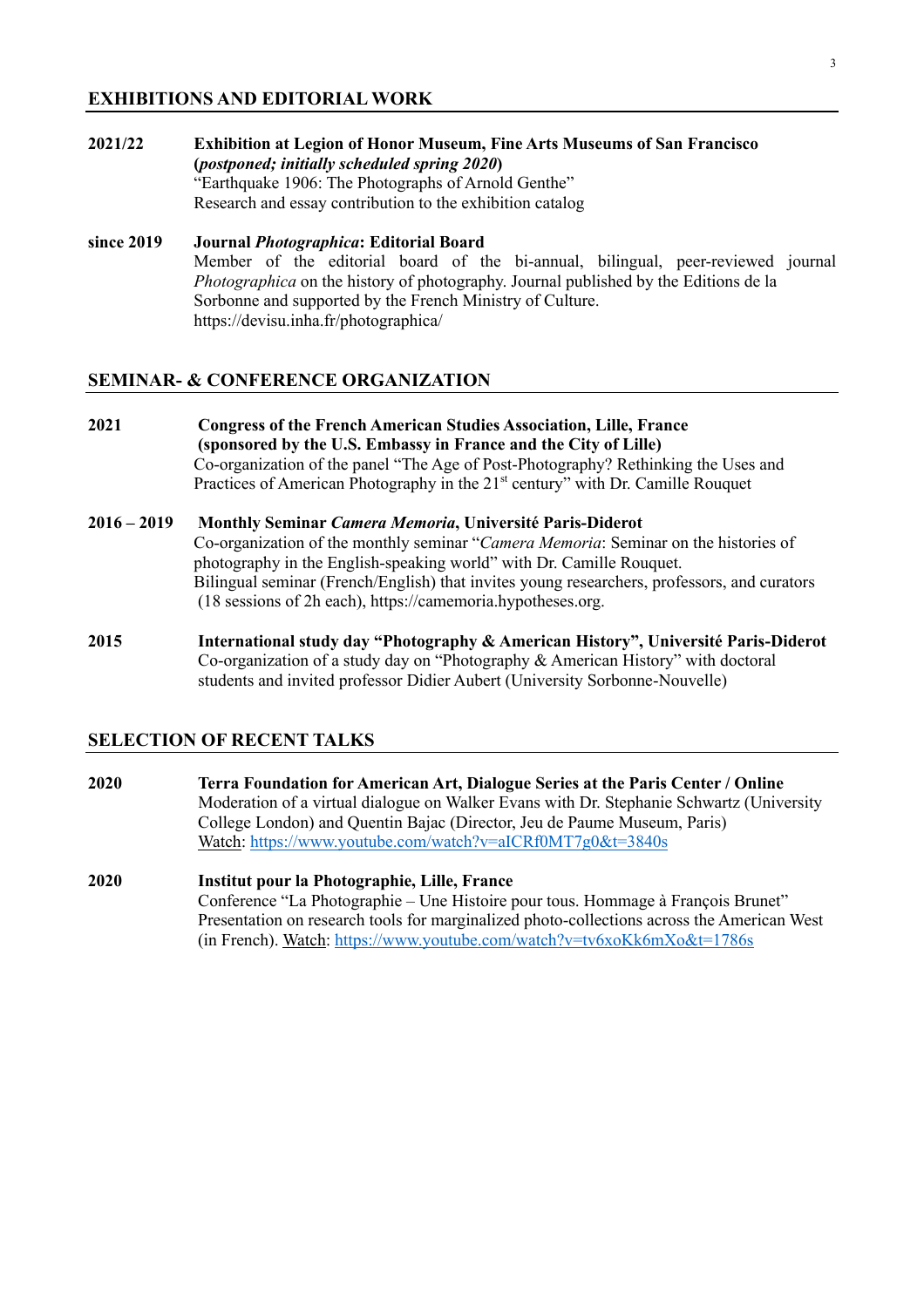## EXHIBITIONS AND EDITORIAL WORK

**2021/22** **Exhibition at Legion of Honor Museum, Fine Arts Museums of San Francisco (*postponed; initially scheduled spring 2020*)**
"Earthquake 1906: The Photographs of Arnold Genthe"
Research and essay contribution to the exhibition catalog

**since 2019** **Journal *Photographica*: Editorial Board**
Member of the editorial board of the bi-annual, bilingual, peer-reviewed journal *Photographica* on the history of photography. Journal published by the Editions de la Sorbonne and supported by the French Ministry of Culture.
https://devisu.inha.fr/photographica/

## SEMINAR- & CONFERENCE ORGANIZATION

**2021** **Congress of the French American Studies Association, Lille, France (sponsored by the U.S. Embassy in France and the City of Lille)**
Co-organization of the panel "The Age of Post-Photography? Rethinking the Uses and Practices of American Photography in the 21st century" with Dr. Camille Rouquet

**2016 – 2019** **Monthly Seminar *Camera Memoria*, Université Paris-Diderot**
Co-organization of the monthly seminar "*Camera Memoria*: Seminar on the histories of photography in the English-speaking world" with Dr. Camille Rouquet.
Bilingual seminar (French/English) that invites young researchers, professors, and curators (18 sessions of 2h each), https://camemoria.hypotheses.org.

**2015** **International study day "Photography & American History", Université Paris-Diderot**
Co-organization of a study day on "Photography & American History" with doctoral students and invited professor Didier Aubert (University Sorbonne-Nouvelle)

## SELECTION OF RECENT TALKS

**2020** **Terra Foundation for American Art, Dialogue Series at the Paris Center / Online**
Moderation of a virtual dialogue on Walker Evans with Dr. Stephanie Schwartz (University College London) and Quentin Bajac (Director, Jeu de Paume Museum, Paris)
Watch: https://www.youtube.com/watch?v=aICRf0MT7g0&t=3840s

**2020** **Institut pour la Photographie, Lille, France**
Conference "La Photographie – Une Histoire pour tous. Hommage à François Brunet"
Presentation on research tools for marginalized photo-collections across the American West (in French). Watch: https://www.youtube.com/watch?v=tv6xoKk6mXo&t=1786s